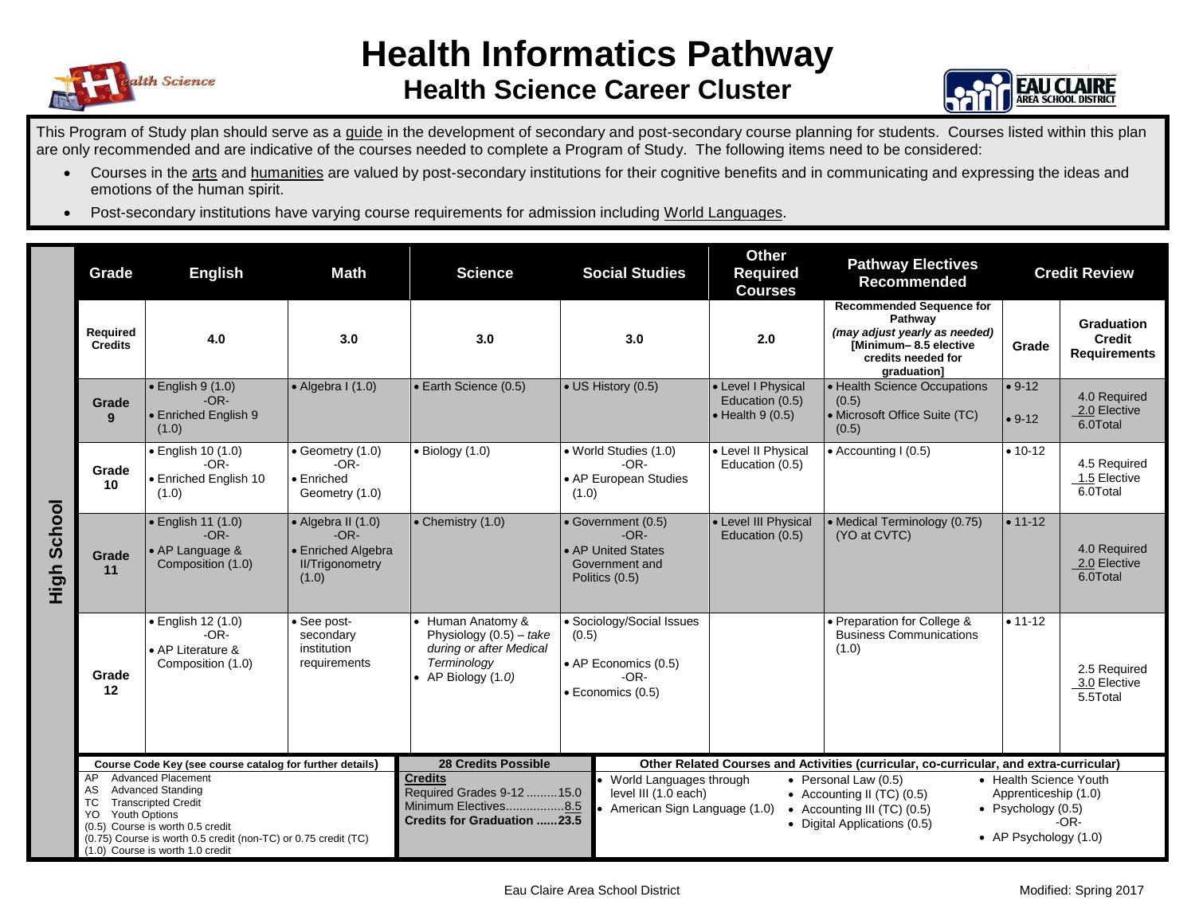# Health Informatics Pathway

## Health Science Career Cluster

This Program of Study plan should serve as a guide in the development of secondary and post-secondary course planning for students. Courses listed within this plan are only recommended and are indicative of the courses needed to complete a Program of Study. The following items need to be considered:

- Courses in the arts and humanities are valued by post-secondary institutions for their cognitive benefits and in communicating and expressing the ideas and emotions of the human spirit.
- Post-secondary institutions have varying course requirements for admission including World Languages.

| | Grade | English | Math | Science | Social Studies | Other Required Courses | Pathway Electives Recommended | Credit Review | |
|---|---|---|---|---|---|---|---|---|---|
| High School | Required Credits | 4.0 | 3.0 | 3.0 | 3.0 | 2.0 | **Recommended Sequence for Pathway** *(may adjust yearly as needed)* **[Minimum– 8.5 elective credits needed for graduation]** | Grade | Graduation Credit Requirements |
| | Grade 9 | • English 9 (1.0) -OR- • Enriched English 9 (1.0) | • Algebra I (1.0) | • Earth Science (0.5) | • US History (0.5) | • Level I Physical Education (0.5) • Health 9 (0.5) | • Health Science Occupations (0.5) • Microsoft Office Suite (TC) (0.5) | • 9-12 • 9-12 | 4.0 Required 2.0 Elective 6.0Total |
| | Grade 10 | • English 10 (1.0) -OR- • Enriched English 10 (1.0) | • Geometry (1.0) -OR- • Enriched Geometry (1.0) | • Biology (1.0) | • World Studies (1.0) -OR- • AP European Studies (1.0) | • Level II Physical Education (0.5) | • Accounting I (0.5) | • 10-12 | 4.5 Required 1.5 Elective 6.0Total |
| | Grade 11 | • English 11 (1.0) -OR- • AP Language & Composition (1.0) | • Algebra II (1.0) -OR- • Enriched Algebra II/Trigonometry (1.0) | • Chemistry (1.0) | • Government (0.5) -OR- • AP United States Government and Politics (0.5) | • Level III Physical Education (0.5) | • Medical Terminology (0.75) (YO at CVTC) | • 11-12 | 4.0 Required 2.0 Elective 6.0Total |
| | Grade 12 | • English 12 (1.0) -OR- • AP Literature & Composition (1.0) | • See post-secondary institution requirements | • Human Anatomy & Physiology (0.5) – *take during or after Medical Terminology* • AP Biology (1.0) | • Sociology/Social Issues (0.5) • AP Economics (0.5) -OR- • Economics (0.5) | | • Preparation for College & Business Communications (1.0) | • 11-12 | 2.5 Required 3.0 Elective 5.5Total |

**Course Code Key (see course catalog for further details)**

- AP Advanced Placement
- AS Advanced Standing
- TC Transcripted Credit
- YO Youth Options
- (0.5) Course is worth 0.5 credit
- (0.75) Course is worth 0.5 credit (non-TC) or 0.75 credit (TC)
- (1.0) Course is worth 1.0 credit

**28 Credits Possible**

**Credits**
Required Grades 9-12 .........15.0
Minimum Electives.................8.5
**Credits for Graduation ......23.5**

**Other Related Courses and Activities (curricular, co-curricular, and extra-curricular)**

- World Languages through level III (1.0 each)
- American Sign Language (1.0)
- Personal Law (0.5)
- Accounting II (TC) (0.5)
- Accounting III (TC) (0.5)
- Digital Applications (0.5)
- Health Science Youth Apprenticeship (1.0)
- Psychology (0.5) -OR-
- AP Psychology (1.0)

Eau Claire Area School District — Modified: Spring 2017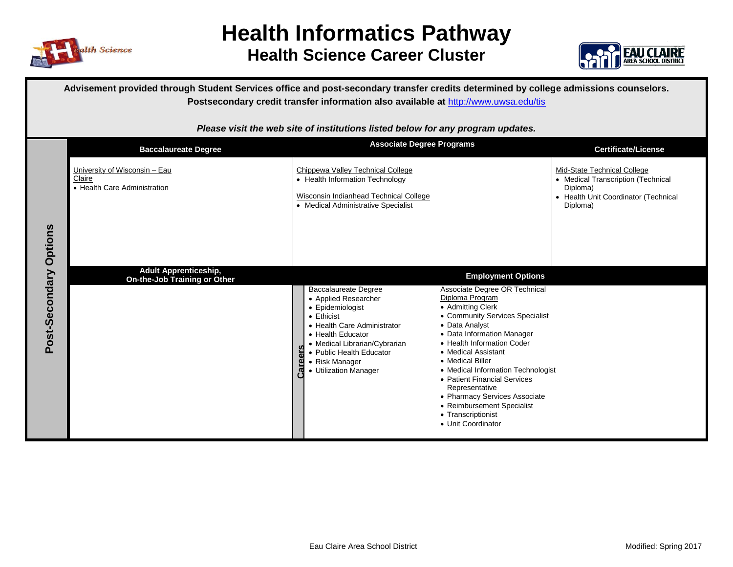# Health Informatics Pathway

## Health Science Career Cluster

**Advisement provided through Student Services office and post-secondary transfer credits determined by college admissions counselors.**
**Postsecondary credit transfer information also available at http://www.uwsa.edu/tis**

***Please visit the web site of institutions listed below for any program updates.***

### Post-Secondary Options

| Baccalaureate Degree | Associate Degree Programs | Certificate/License |
|---|---|---|
| University of Wisconsin – Eau Claire<br>• Health Care Administration | Chippewa Valley Technical College<br>• Health Information Technology<br><br>Wisconsin Indianhead Technical College<br>• Medical Administrative Specialist | Mid-State Technical College<br>• Medical Transcription (Technical Diploma)<br>• Health Unit Coordinator (Technical Diploma) |

**Adult Apprenticeship, On-the-Job Training or Other**

**Employment Options**

**Careers**

Baccalaureate Degree
- Applied Researcher
- Epidemiologist
- Ethicist
- Health Care Administrator
- Health Educator
- Medical Librarian/Cybrarian
- Public Health Educator
- Risk Manager
- Utilization Manager

Associate Degree OR Technical Diploma Program
- Admitting Clerk
- Community Services Specialist
- Data Analyst
- Data Information Manager
- Health Information Coder
- Medical Assistant
- Medical Biller
- Medical Information Technologist
- Patient Financial Services Representative
- Pharmacy Services Associate
- Reimbursement Specialist
- Transcriptionist
- Unit Coordinator

Eau Claire Area School District

Modified: Spring 2017